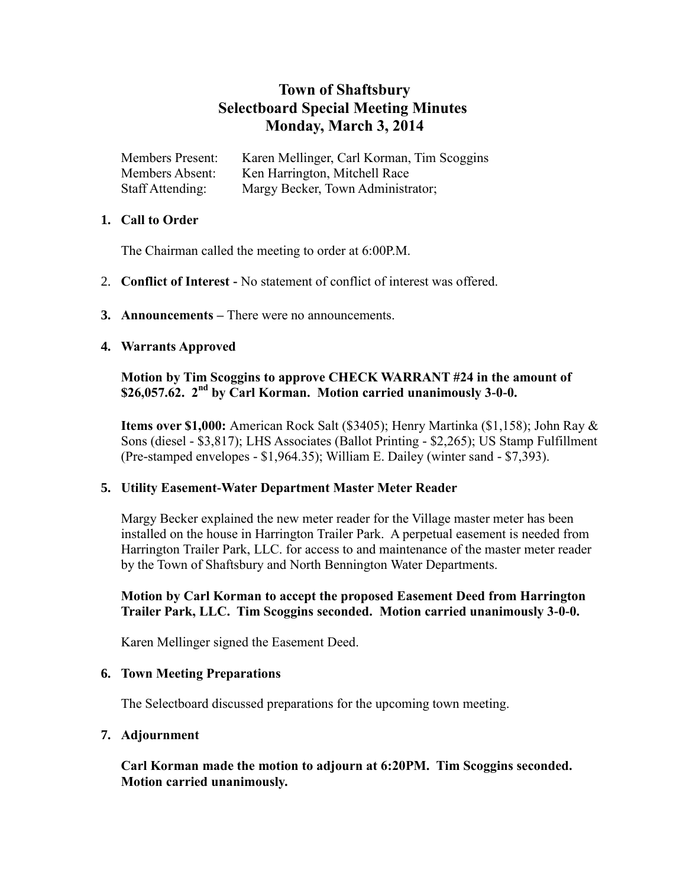# Town of Shaftsbury
# Selectboard Special Meeting Minutes
# Monday, March 3, 2014

Members Present: Karen Mellinger, Carl Korman, Tim Scoggins
Members Absent: Ken Harrington, Mitchell Race
Staff Attending: Margy Becker, Town Administrator;

**1. Call to Order**

The Chairman called the meeting to order at 6:00P.M.

2. **Conflict of Interest** - No statement of conflict of interest was offered.

**3. Announcements** – There were no announcements.

**4. Warrants Approved**

**Motion by Tim Scoggins to approve CHECK WARRANT #24 in the amount of $26,057.62. 2nd by Carl Korman. Motion carried unanimously 3-0-0.**

**Items over $1,000:** American Rock Salt ($3405); Henry Martinka ($1,158); John Ray & Sons (diesel - $3,817); LHS Associates (Ballot Printing - $2,265); US Stamp Fulfillment (Pre-stamped envelopes - $1,964.35); William E. Dailey (winter sand - $7,393).

**5. Utility Easement-Water Department Master Meter Reader**

Margy Becker explained the new meter reader for the Village master meter has been installed on the house in Harrington Trailer Park. A perpetual easement is needed from Harrington Trailer Park, LLC. for access to and maintenance of the master meter reader by the Town of Shaftsbury and North Bennington Water Departments.

**Motion by Carl Korman to accept the proposed Easement Deed from Harrington Trailer Park, LLC. Tim Scoggins seconded. Motion carried unanimously 3-0-0.**

Karen Mellinger signed the Easement Deed.

**6. Town Meeting Preparations**

The Selectboard discussed preparations for the upcoming town meeting.

**7. Adjournment**

**Carl Korman made the motion to adjourn at 6:20PM. Tim Scoggins seconded. Motion carried unanimously.**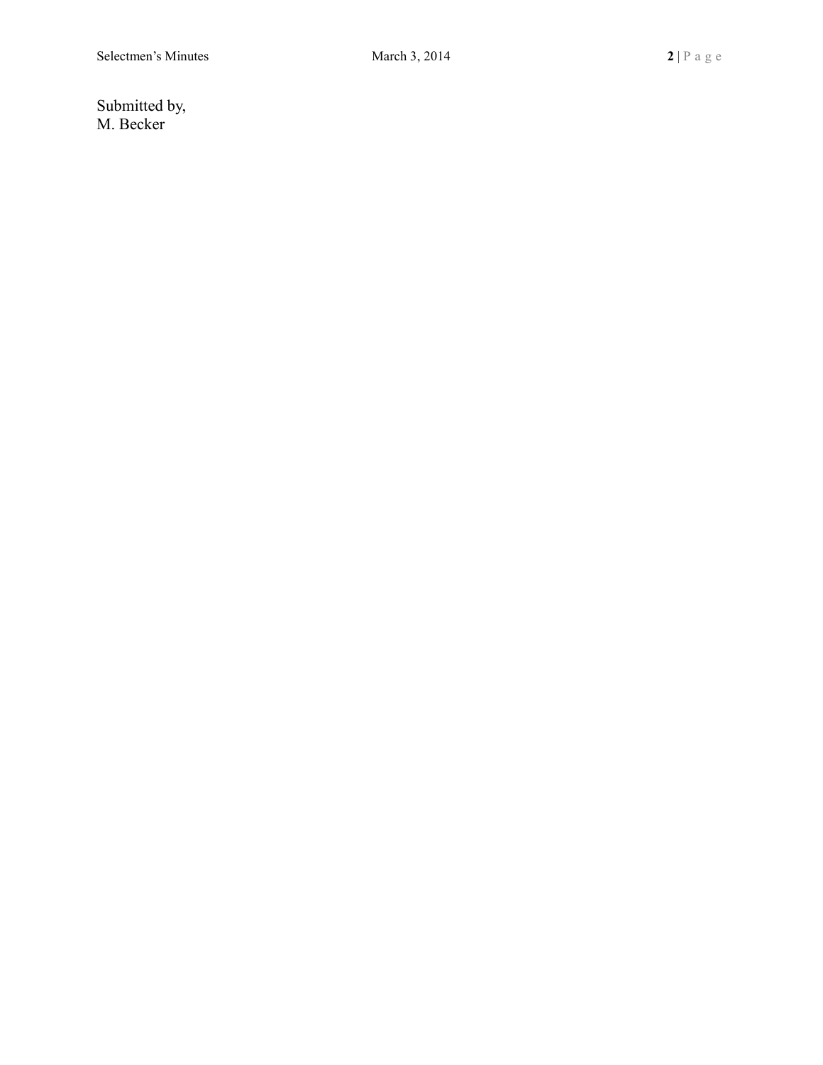Submitted by,
M. Becker